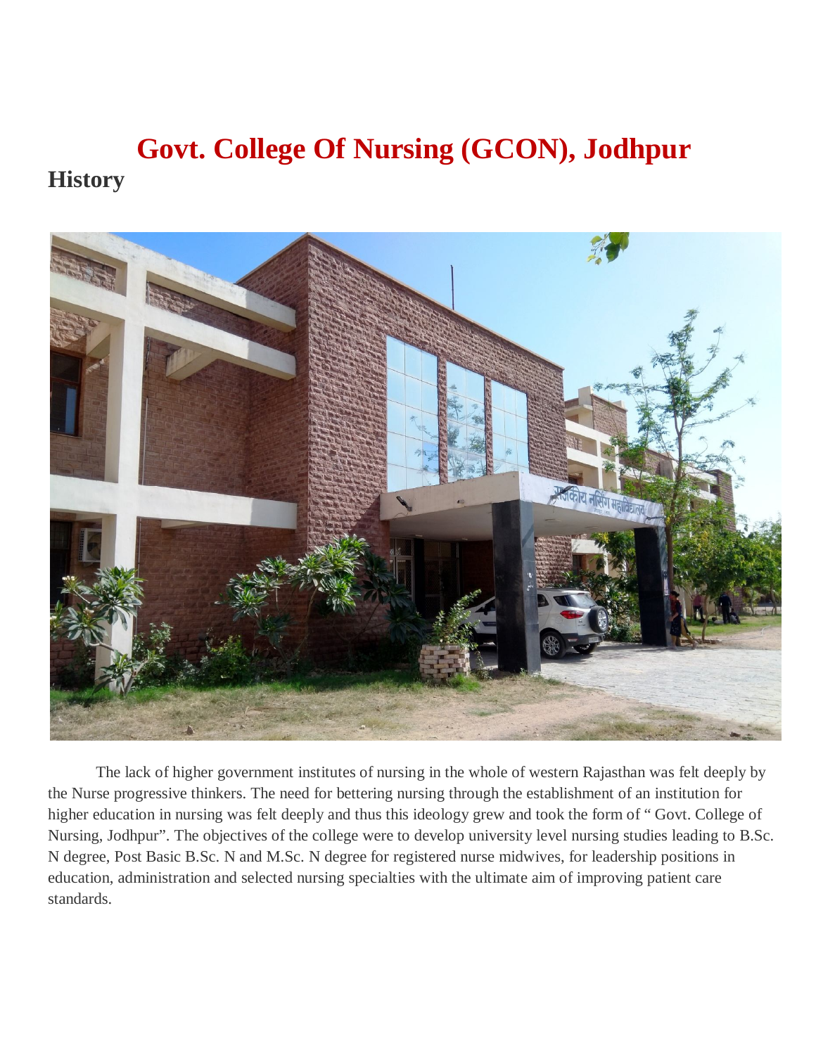# Govt. College Of Nursing (GCON), Jodhpur

## History

The lack of higher government institutes of nursing in the whole of western Rajasthan was felt deeply by the Nurse progressive thinkers. The need for bettering nursing through the establishment of an institution for higher education in nursing was felt deeply and thus this ideology grew and took the form of " Govt. College of Nursing, Jodhpur". The objectives of the college were to develop university level nursing studies leading to B.Sc. N degree, Post Basic B.Sc. N and M.Sc. N degree for registered nurse midwives, for leadership positions in education, administration and selected nursing specialties with the ultimate aim of improving patient care standards.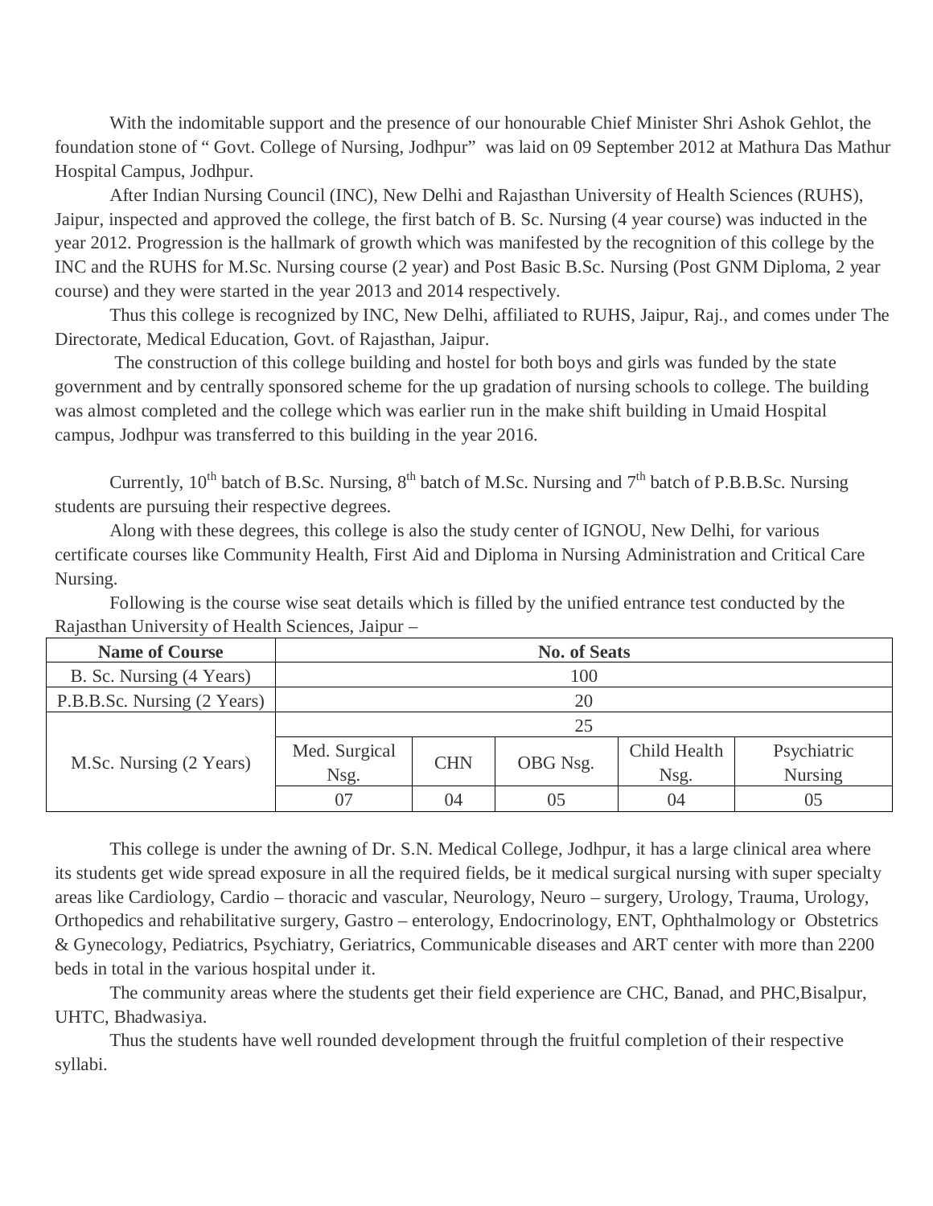With the indomitable support and the presence of our honourable Chief Minister Shri Ashok Gehlot, the foundation stone of " Govt. College of Nursing, Jodhpur" was laid on 09 September 2012 at Mathura Das Mathur Hospital Campus, Jodhpur.

After Indian Nursing Council (INC), New Delhi and Rajasthan University of Health Sciences (RUHS), Jaipur, inspected and approved the college, the first batch of B. Sc. Nursing (4 year course) was inducted in the year 2012. Progression is the hallmark of growth which was manifested by the recognition of this college by the INC and the RUHS for M.Sc. Nursing course (2 year) and Post Basic B.Sc. Nursing (Post GNM Diploma, 2 year course) and they were started in the year 2013 and 2014 respectively.

Thus this college is recognized by INC, New Delhi, affiliated to RUHS, Jaipur, Raj., and comes under The Directorate, Medical Education, Govt. of Rajasthan, Jaipur.

The construction of this college building and hostel for both boys and girls was funded by the state government and by centrally sponsored scheme for the up gradation of nursing schools to college. The building was almost completed and the college which was earlier run in the make shift building in Umaid Hospital campus, Jodhpur was transferred to this building in the year 2016.

Currently, 10th batch of B.Sc. Nursing, 8th batch of M.Sc. Nursing and 7th batch of P.B.B.Sc. Nursing students are pursuing their respective degrees.

Along with these degrees, this college is also the study center of IGNOU, New Delhi, for various certificate courses like Community Health, First Aid and Diploma in Nursing Administration and Critical Care Nursing.

Following is the course wise seat details which is filled by the unified entrance test conducted by the Rajasthan University of Health Sciences, Jaipur –

| **Name of Course** | **No. of Seats** | | | | |
|---|---|---|---|---|---|
| B. Sc. Nursing (4 Years) | 100 | | | | |
| P.B.B.Sc. Nursing (2 Years) | 20 | | | | |
| M.Sc. Nursing (2 Years) | 25 | | | | |
| | Med. Surgical Nsg. | CHN | OBG Nsg. | Child Health Nsg. | Psychiatric Nursing |
| | 07 | 04 | 05 | 04 | 05 |

This college is under the awning of Dr. S.N. Medical College, Jodhpur, it has a large clinical area where its students get wide spread exposure in all the required fields, be it medical surgical nursing with super specialty areas like Cardiology, Cardio – thoracic and vascular, Neurology, Neuro – surgery, Urology, Trauma, Urology, Orthopedics and rehabilitative surgery, Gastro – enterology, Endocrinology, ENT, Ophthalmology or Obstetrics & Gynecology, Pediatrics, Psychiatry, Geriatrics, Communicable diseases and ART center with more than 2200 beds in total in the various hospital under it.

The community areas where the students get their field experience are CHC, Banad, and PHC,Bisalpur, UHTC, Bhadwasiya.

Thus the students have well rounded development through the fruitful completion of their respective syllabi.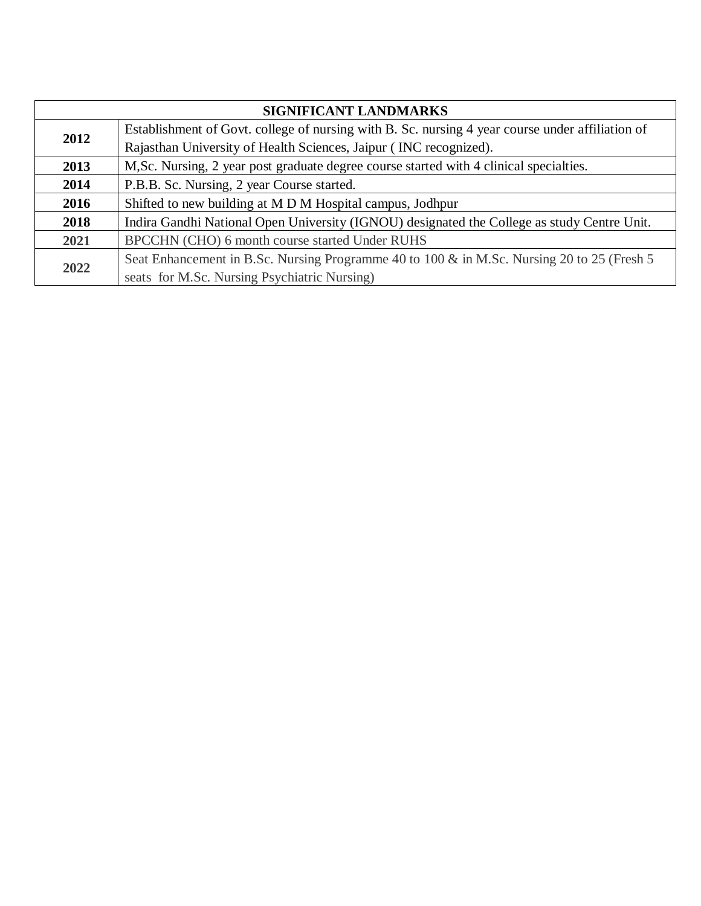| SIGNIFICANT LANDMARKS | |
|---|---|
| **2012** | Establishment of Govt. college of nursing with B. Sc. nursing 4 year course under affiliation of Rajasthan University of Health Sciences, Jaipur ( INC recognized). |
| **2013** | M,Sc. Nursing, 2 year post graduate degree course started with 4 clinical specialties. |
| **2014** | P.B.B. Sc. Nursing, 2 year Course started. |
| **2016** | Shifted to new building at M D M Hospital campus, Jodhpur |
| **2018** | Indira Gandhi National Open University (IGNOU) designated the College as study Centre Unit. |
| **2021** | BPCCHN (CHO) 6 month course started Under RUHS |
| **2022** | Seat Enhancement in B.Sc. Nursing Programme 40 to 100 & in M.Sc. Nursing 20 to 25 (Fresh 5 seats for M.Sc. Nursing Psychiatric Nursing) |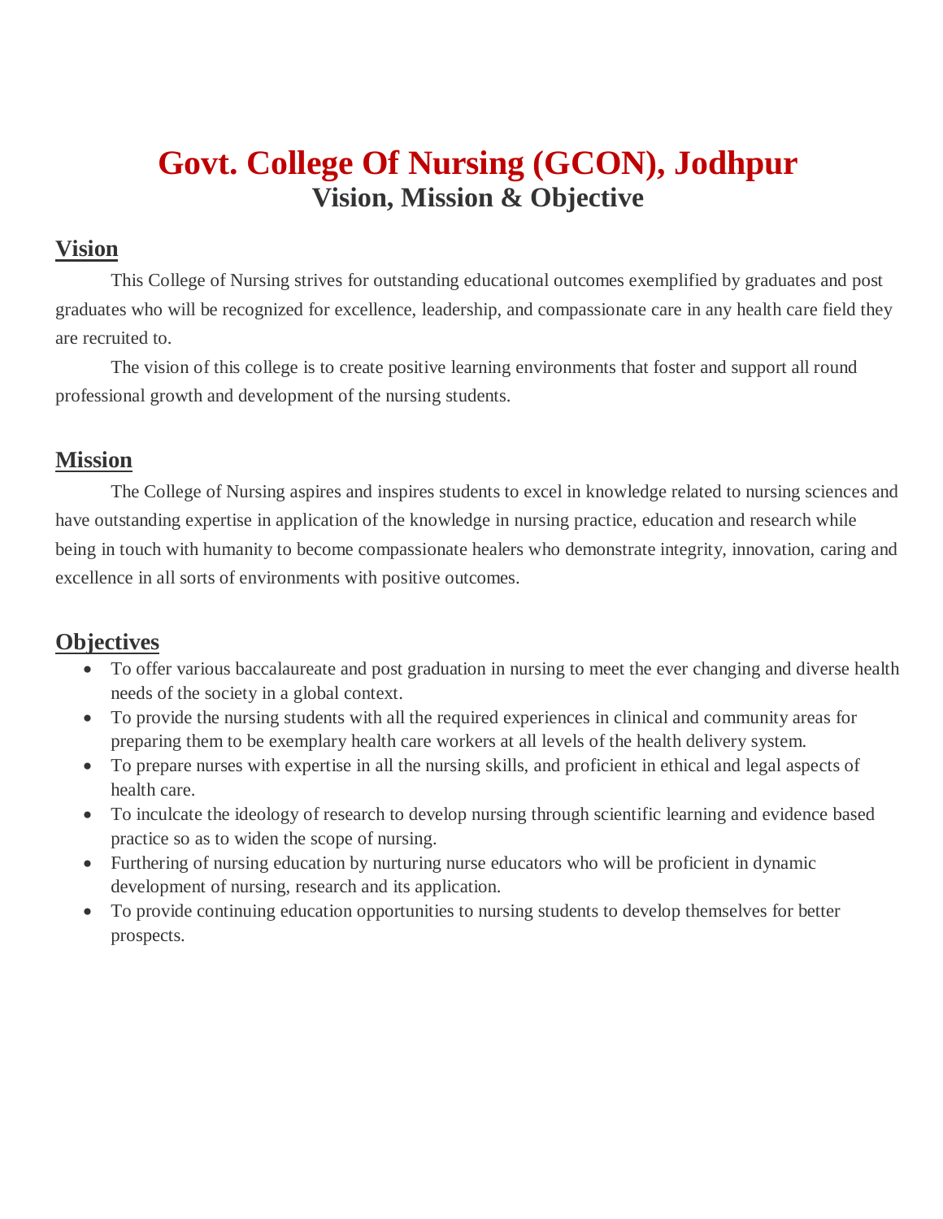# Govt. College Of Nursing (GCON), Jodhpur

## Vision, Mission & Objective

### Vision

This College of Nursing strives for outstanding educational outcomes exemplified by graduates and post graduates who will be recognized for excellence, leadership, and compassionate care in any health care field they are recruited to.

The vision of this college is to create positive learning environments that foster and support all round professional growth and development of the nursing students.

### Mission

The College of Nursing aspires and inspires students to excel in knowledge related to nursing sciences and have outstanding expertise in application of the knowledge in nursing practice, education and research while being in touch with humanity to become compassionate healers who demonstrate integrity, innovation, caring and excellence in all sorts of environments with positive outcomes.

### Objectives

- To offer various baccalaureate and post graduation in nursing to meet the ever changing and diverse health needs of the society in a global context.
- To provide the nursing students with all the required experiences in clinical and community areas for preparing them to be exemplary health care workers at all levels of the health delivery system.
- To prepare nurses with expertise in all the nursing skills, and proficient in ethical and legal aspects of health care.
- To inculcate the ideology of research to develop nursing through scientific learning and evidence based practice so as to widen the scope of nursing.
- Furthering of nursing education by nurturing nurse educators who will be proficient in dynamic development of nursing, research and its application.
- To provide continuing education opportunities to nursing students to develop themselves for better prospects.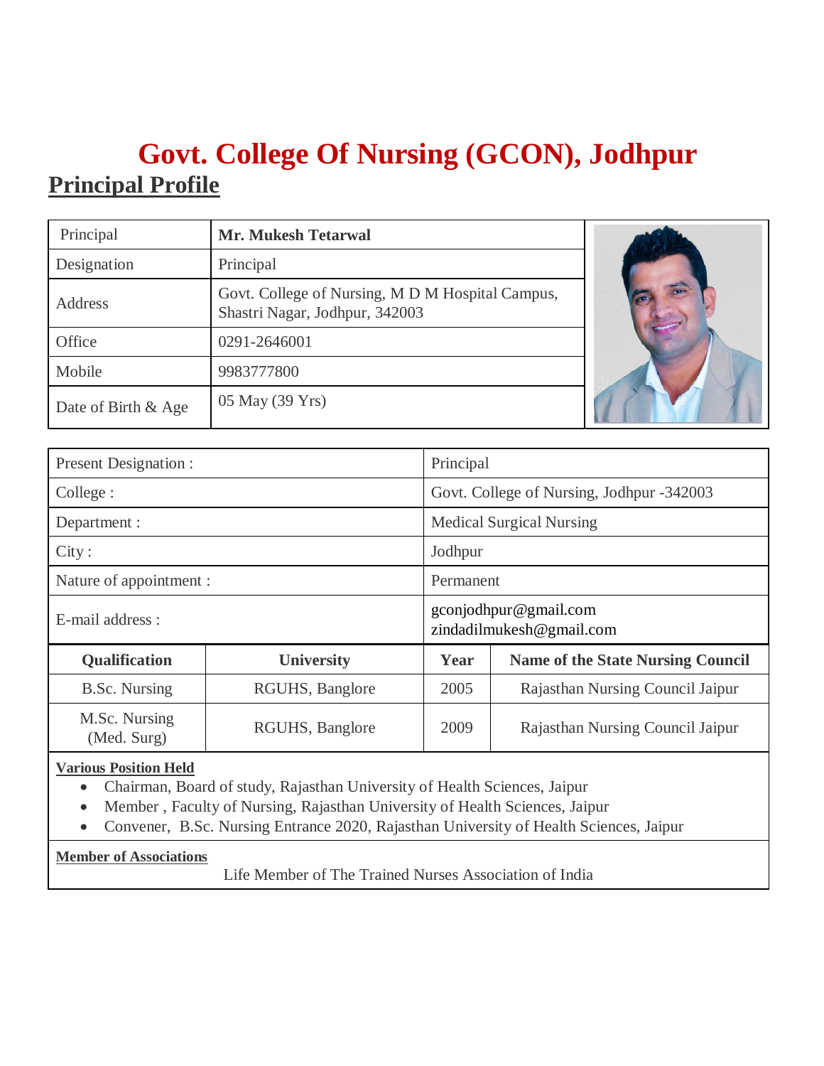# Govt. College Of Nursing (GCON), Jodhpur

## Principal Profile

| Principal | **Mr. Mukesh Tetarwal** |
| --- | --- |
| Designation | Principal |
| Address | Govt. College of Nursing, M D M Hospital Campus, Shastri Nagar, Jodhpur, 342003 |
| Office | 0291-2646001 |
| Mobile | 9983777800 |
| Date of Birth & Age | 05 May (39 Yrs) |

| Present Designation : | Principal |
| --- | --- |
| College : | Govt. College of Nursing, Jodhpur -342003 |
| Department : | Medical Surgical Nursing |
| City : | Jodhpur |
| Nature of appointment : | Permanent |
| E-mail address : | gconjodhpur@gmail.com<br>zindadilmukesh@gmail.com |

| Qualification | University | Year | Name of the State Nursing Council |
| --- | --- | --- | --- |
| B.Sc. Nursing | RGUHS, Banglore | 2005 | Rajasthan Nursing Council Jaipur |
| M.Sc. Nursing (Med. Surg) | RGUHS, Banglore | 2009 | Rajasthan Nursing Council Jaipur |

**Various Position Held**

- Chairman, Board of study, Rajasthan University of Health Sciences, Jaipur
- Member , Faculty of Nursing, Rajasthan University of Health Sciences, Jaipur
- Convener, B.Sc. Nursing Entrance 2020, Rajasthan University of Health Sciences, Jaipur

**Member of Associations**

Life Member of The Trained Nurses Association of India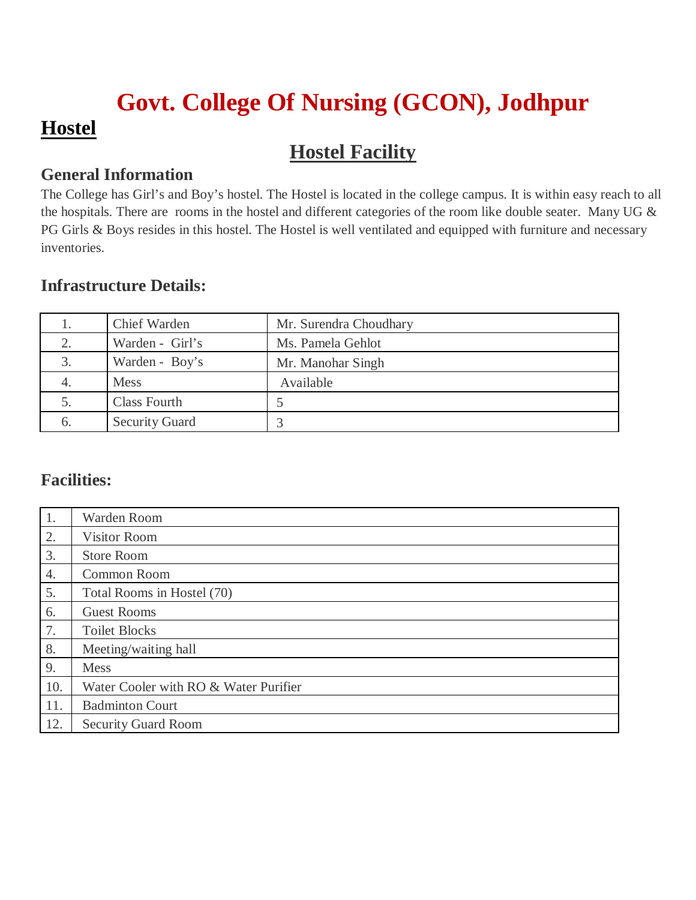# Govt. College Of Nursing (GCON), Jodhpur

## Hostel

## Hostel Facility

### General Information

The College has Girl's and Boy's hostel. The Hostel is located in the college campus. It is within easy reach to all the hospitals. There are  rooms in the hostel and different categories of the room like double seater.  Many UG & PG Girls & Boys resides in this hostel. The Hostel is well ventilated and equipped with furniture and necessary inventories.

### Infrastructure Details:

| | | |
|---|---|---|
| 1. | Chief Warden | Mr. Surendra Choudhary |
| 2. | Warden -  Girl's | Ms. Pamela Gehlot |
| 3. | Warden -  Boy's | Mr. Manohar Singh |
| 4. | Mess | Available |
| 5. | Class Fourth | 5 |
| 6. | Security Guard | 3 |

### Facilities:

| | |
|---|---|
| 1. | Warden Room |
| 2. | Visitor Room |
| 3. | Store Room |
| 4. | Common Room |
| 5. | Total Rooms in Hostel (70) |
| 6. | Guest Rooms |
| 7. | Toilet Blocks |
| 8. | Meeting/waiting hall |
| 9. | Mess |
| 10. | Water Cooler with RO & Water Purifier |
| 11. | Badminton Court |
| 12. | Security Guard Room |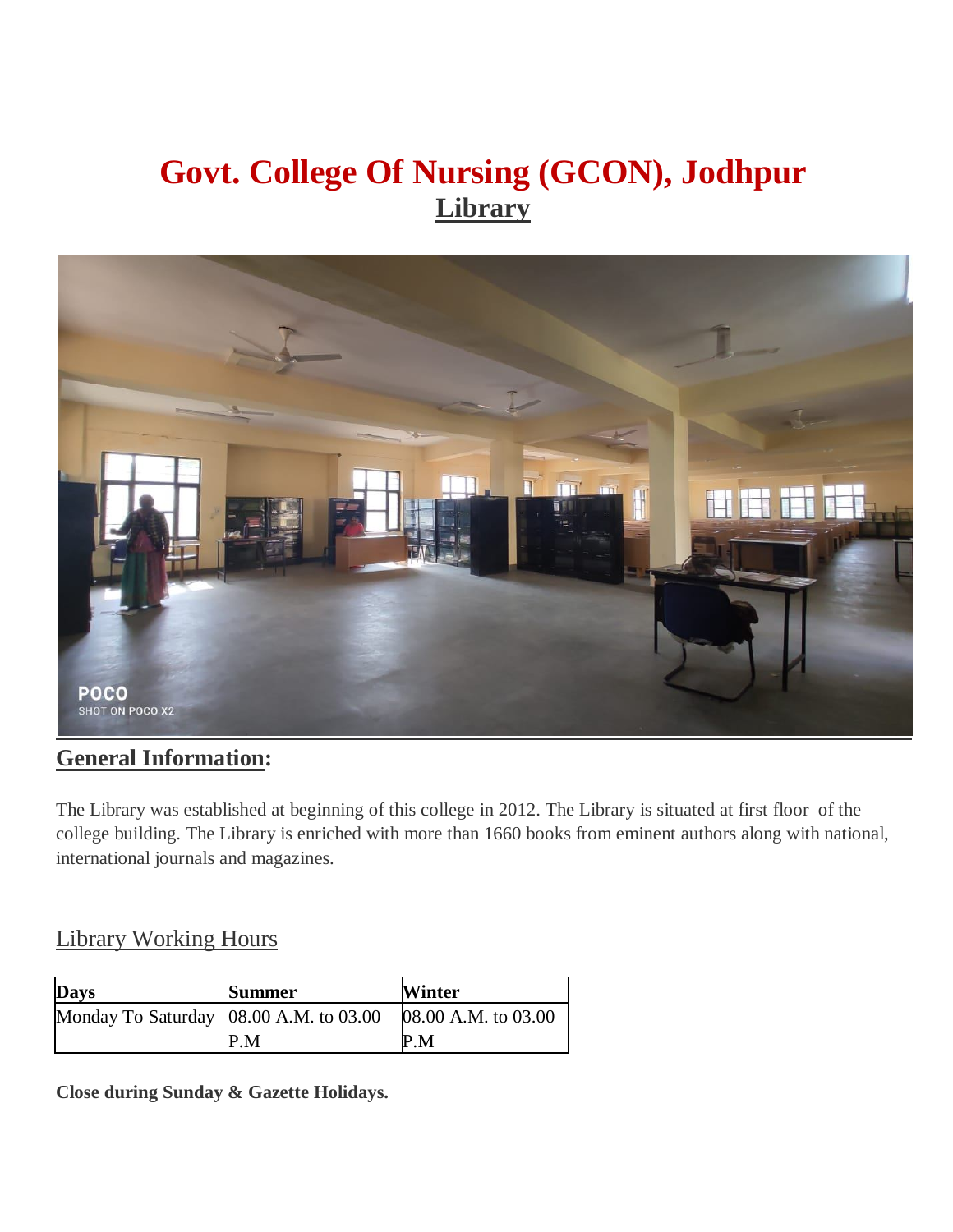# Govt. College Of Nursing (GCON), Jodhpur

## Library

## General Information:

The Library was established at beginning of this college in 2012. The Library is situated at first floor of the college building. The Library is enriched with more than 1660 books from eminent authors along with national, international journals and magazines.

### Library Working Hours

| Days | Summer | Winter |
|---|---|---|
| Monday To Saturday | 08.00 A.M. to 03.00 P.M | 08.00 A.M. to 03.00 P.M |

**Close during Sunday & Gazette Holidays.**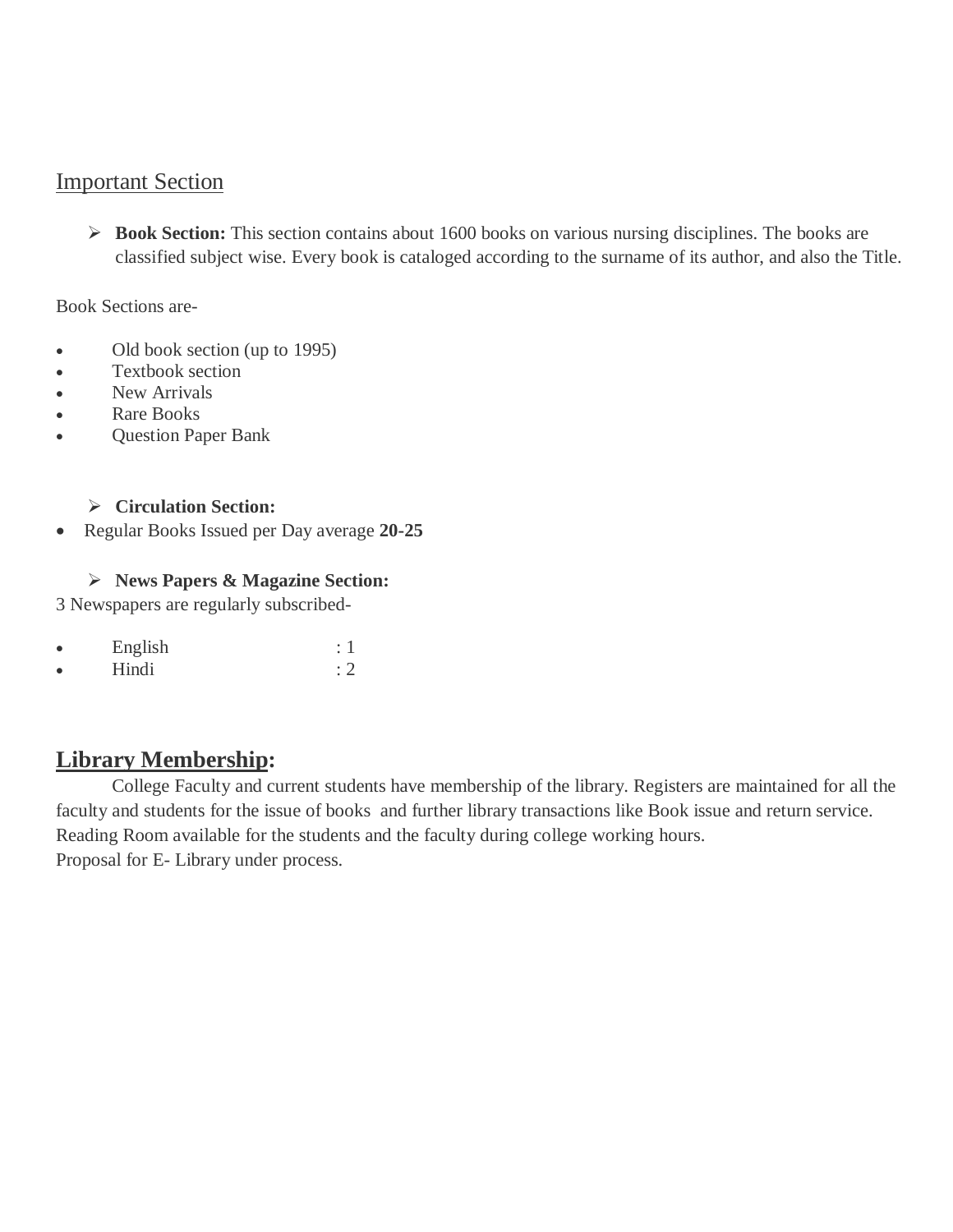## Important Section

- **Book Section:** This section contains about 1600 books on various nursing disciplines. The books are classified subject wise. Every book is cataloged according to the surname of its author, and also the Title.

Book Sections are-

- Old book section (up to 1995)
- Textbook section
- New Arrivals
- Rare Books
- Question Paper Bank

- **Circulation Section:**

- Regular Books Issued per Day average **20-25**

- **News Papers & Magazine Section:**

3 Newspapers are regularly subscribed-

- English : 1
- Hindi : 2

## Library Membership:

College Faculty and current students have membership of the library. Registers are maintained for all the faculty and students for the issue of books and further library transactions like Book issue and return service. Reading Room available for the students and the faculty during college working hours.
Proposal for E- Library under process.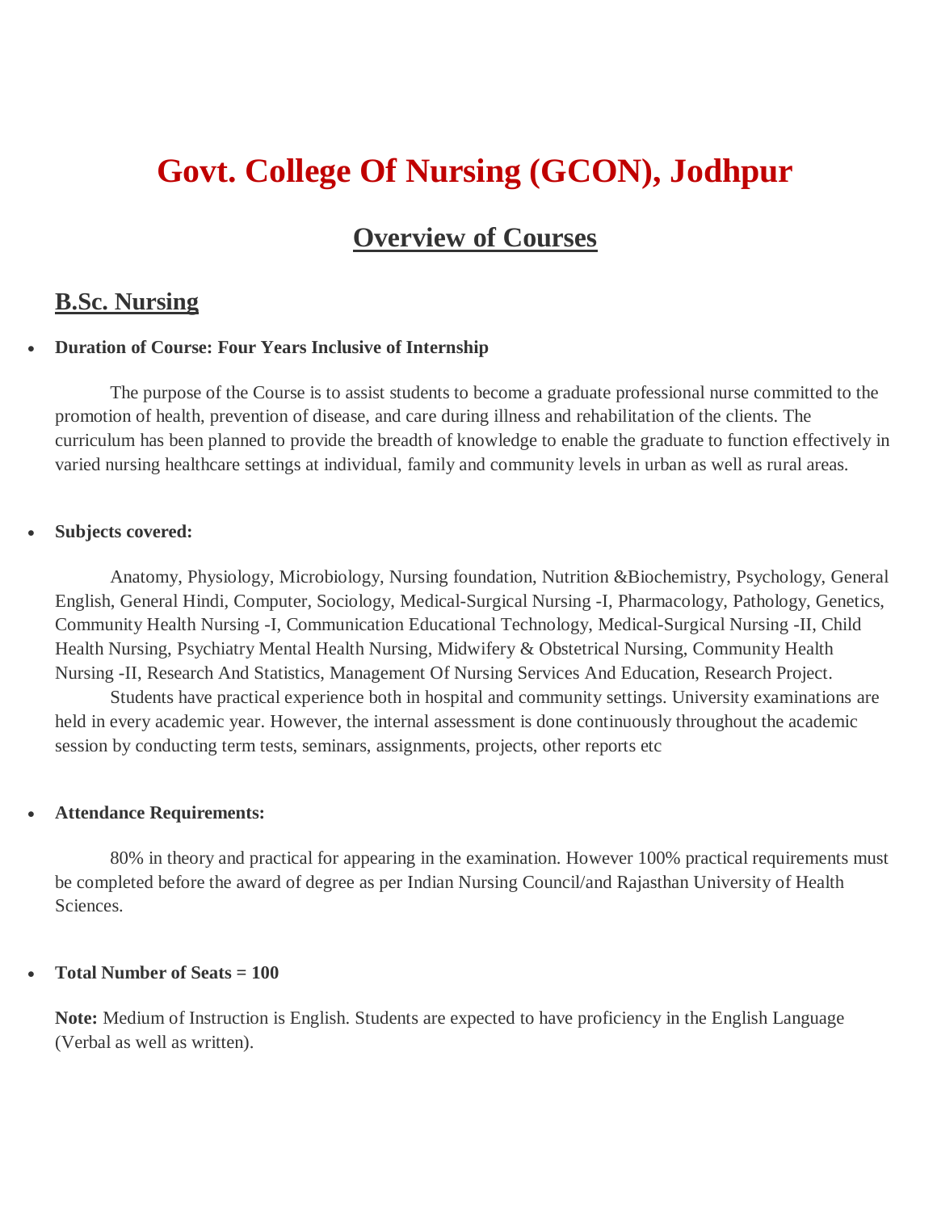# Govt. College Of Nursing (GCON), Jodhpur

## Overview of Courses

### B.Sc. Nursing

- **Duration of Course: Four Years Inclusive of Internship**

The purpose of the Course is to assist students to become a graduate professional nurse committed to the promotion of health, prevention of disease, and care during illness and rehabilitation of the clients. The curriculum has been planned to provide the breadth of knowledge to enable the graduate to function effectively in varied nursing healthcare settings at individual, family and community levels in urban as well as rural areas.

- **Subjects covered:**

Anatomy, Physiology, Microbiology, Nursing foundation, Nutrition &Biochemistry, Psychology, General English, General Hindi, Computer, Sociology, Medical-Surgical Nursing -I, Pharmacology, Pathology, Genetics, Community Health Nursing -I, Communication Educational Technology, Medical-Surgical Nursing -II, Child Health Nursing, Psychiatry Mental Health Nursing, Midwifery & Obstetrical Nursing, Community Health Nursing -II, Research And Statistics, Management Of Nursing Services And Education, Research Project.

Students have practical experience both in hospital and community settings. University examinations are held in every academic year. However, the internal assessment is done continuously throughout the academic session by conducting term tests, seminars, assignments, projects, other reports etc

- **Attendance Requirements:**

80% in theory and practical for appearing in the examination. However 100% practical requirements must be completed before the award of degree as per Indian Nursing Council/and Rajasthan University of Health Sciences.

- **Total Number of Seats = 100**

**Note:** Medium of Instruction is English. Students are expected to have proficiency in the English Language (Verbal as well as written).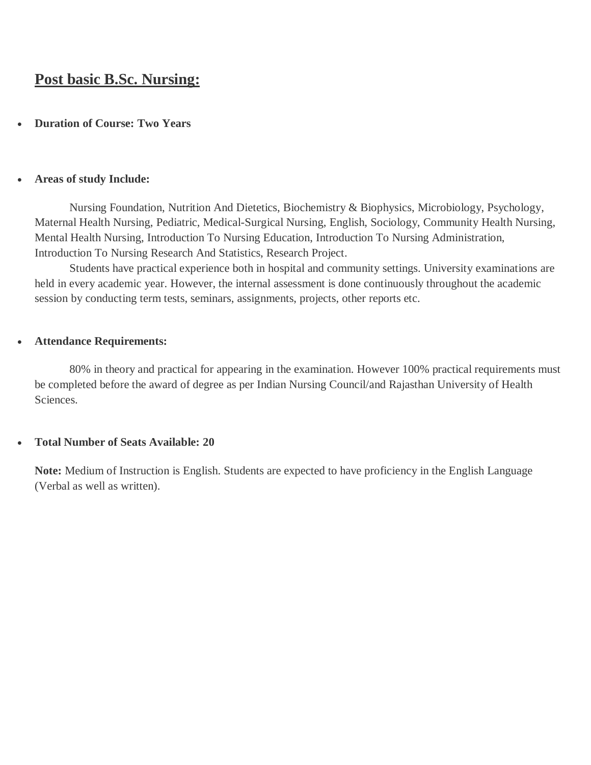## Post basic B.Sc. Nursing:

- **Duration of Course: Two Years**

- **Areas of study Include:**

  Nursing Foundation, Nutrition And Dietetics, Biochemistry & Biophysics, Microbiology, Psychology, Maternal Health Nursing, Pediatric, Medical-Surgical Nursing, English, Sociology, Community Health Nursing, Mental Health Nursing, Introduction To Nursing Education, Introduction To Nursing Administration, Introduction To Nursing Research And Statistics, Research Project.

  Students have practical experience both in hospital and community settings. University examinations are held in every academic year. However, the internal assessment is done continuously throughout the academic session by conducting term tests, seminars, assignments, projects, other reports etc.

- **Attendance Requirements:**

  80% in theory and practical for appearing in the examination. However 100% practical requirements must be completed before the award of degree as per Indian Nursing Council/and Rajasthan University of Health Sciences.

- **Total Number of Seats Available: 20**

**Note:** Medium of Instruction is English. Students are expected to have proficiency in the English Language (Verbal as well as written).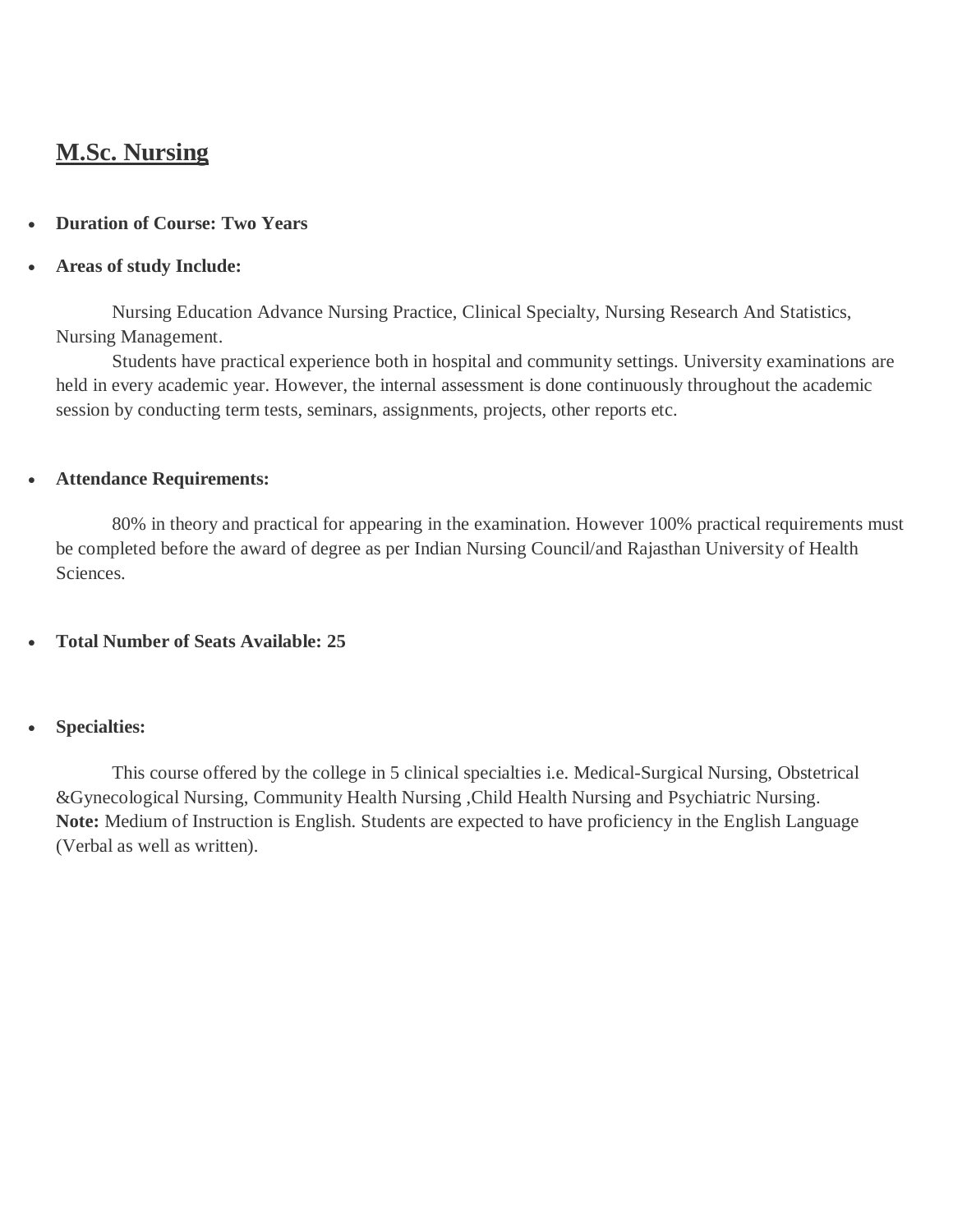## M.Sc. Nursing

- **Duration of Course: Two Years**
- **Areas of study Include:**

Nursing Education Advance Nursing Practice, Clinical Specialty, Nursing Research And Statistics, Nursing Management.

Students have practical experience both in hospital and community settings. University examinations are held in every academic year. However, the internal assessment is done continuously throughout the academic session by conducting term tests, seminars, assignments, projects, other reports etc.

- **Attendance Requirements:**

80% in theory and practical for appearing in the examination. However 100% practical requirements must be completed before the award of degree as per Indian Nursing Council/and Rajasthan University of Health Sciences.

- **Total Number of Seats Available: 25**

- **Specialties:**

This course offered by the college in 5 clinical specialties i.e. Medical-Surgical Nursing, Obstetrical &Gynecological Nursing, Community Health Nursing ,Child Health Nursing and Psychiatric Nursing.
**Note:** Medium of Instruction is English. Students are expected to have proficiency in the English Language (Verbal as well as written).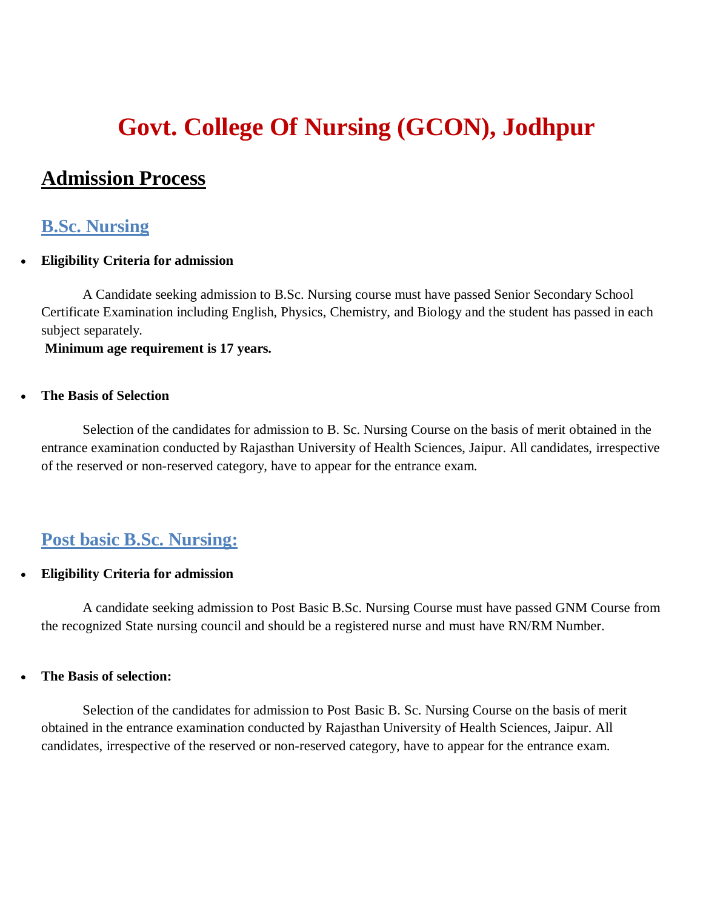# Govt. College Of Nursing (GCON), Jodhpur

## Admission Process

### B.Sc. Nursing

- **Eligibility Criteria for admission**

A Candidate seeking admission to B.Sc. Nursing course must have passed Senior Secondary School Certificate Examination including English, Physics, Chemistry, and Biology and the student has passed in each subject separately.

**Minimum age requirement is 17 years.**

- **The Basis of Selection**

Selection of the candidates for admission to B. Sc. Nursing Course on the basis of merit obtained in the entrance examination conducted by Rajasthan University of Health Sciences, Jaipur. All candidates, irrespective of the reserved or non-reserved category, have to appear for the entrance exam.

### Post basic B.Sc. Nursing:

- **Eligibility Criteria for admission**

A candidate seeking admission to Post Basic B.Sc. Nursing Course must have passed GNM Course from the recognized State nursing council and should be a registered nurse and must have RN/RM Number.

- **The Basis of selection:**

Selection of the candidates for admission to Post Basic B. Sc. Nursing Course on the basis of merit obtained in the entrance examination conducted by Rajasthan University of Health Sciences, Jaipur. All candidates, irrespective of the reserved or non-reserved category, have to appear for the entrance exam.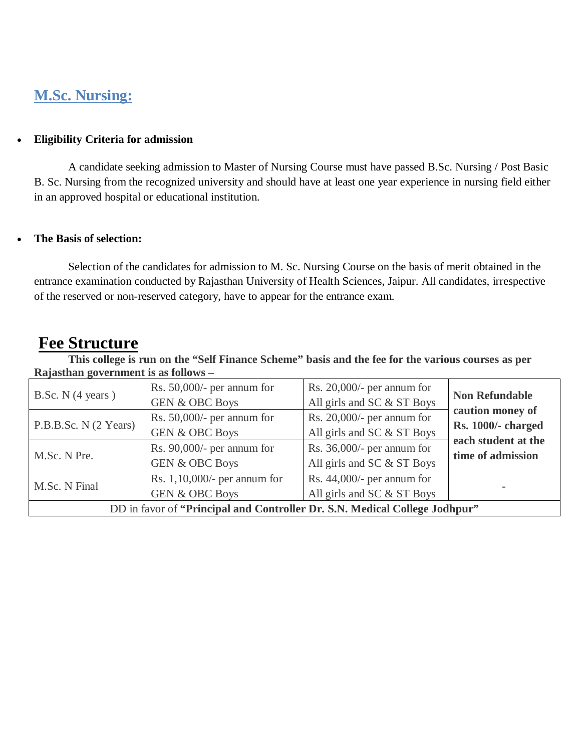## M.Sc. Nursing:

- **Eligibility Criteria for admission**

A candidate seeking admission to Master of Nursing Course must have passed B.Sc. Nursing / Post Basic B. Sc. Nursing from the recognized university and should have at least one year experience in nursing field either in an approved hospital or educational institution.

- **The Basis of selection:**

Selection of the candidates for admission to M. Sc. Nursing Course on the basis of merit obtained in the entrance examination conducted by Rajasthan University of Health Sciences, Jaipur. All candidates, irrespective of the reserved or non-reserved category, have to appear for the entrance exam.

# Fee Structure

**This college is run on the "Self Finance Scheme" basis and the fee for the various courses as per Rajasthan government is as follows –**

| | | | |
|---|---|---|---|
| B.Sc. N (4 years ) | Rs. 50,000/- per annum for GEN & OBC Boys | Rs. 20,000/- per annum for All girls and SC & ST Boys | **Non Refundable caution money of Rs. 1000/- charged each student at the time of admission** |
| P.B.B.Sc. N (2 Years) | Rs. 50,000/- per annum for GEN & OBC Boys | Rs. 20,000/- per annum for All girls and SC & ST Boys | |
| M.Sc. N Pre. | Rs. 90,000/- per annum for GEN & OBC Boys | Rs. 36,000/- per annum for All girls and SC & ST Boys | |
| M.Sc. N Final | Rs. 1,10,000/- per annum for GEN & OBC Boys | Rs. 44,000/- per annum for All girls and SC & ST Boys | - |
| DD in favor of **"Principal and Controller Dr. S.N. Medical College Jodhpur"** | | | |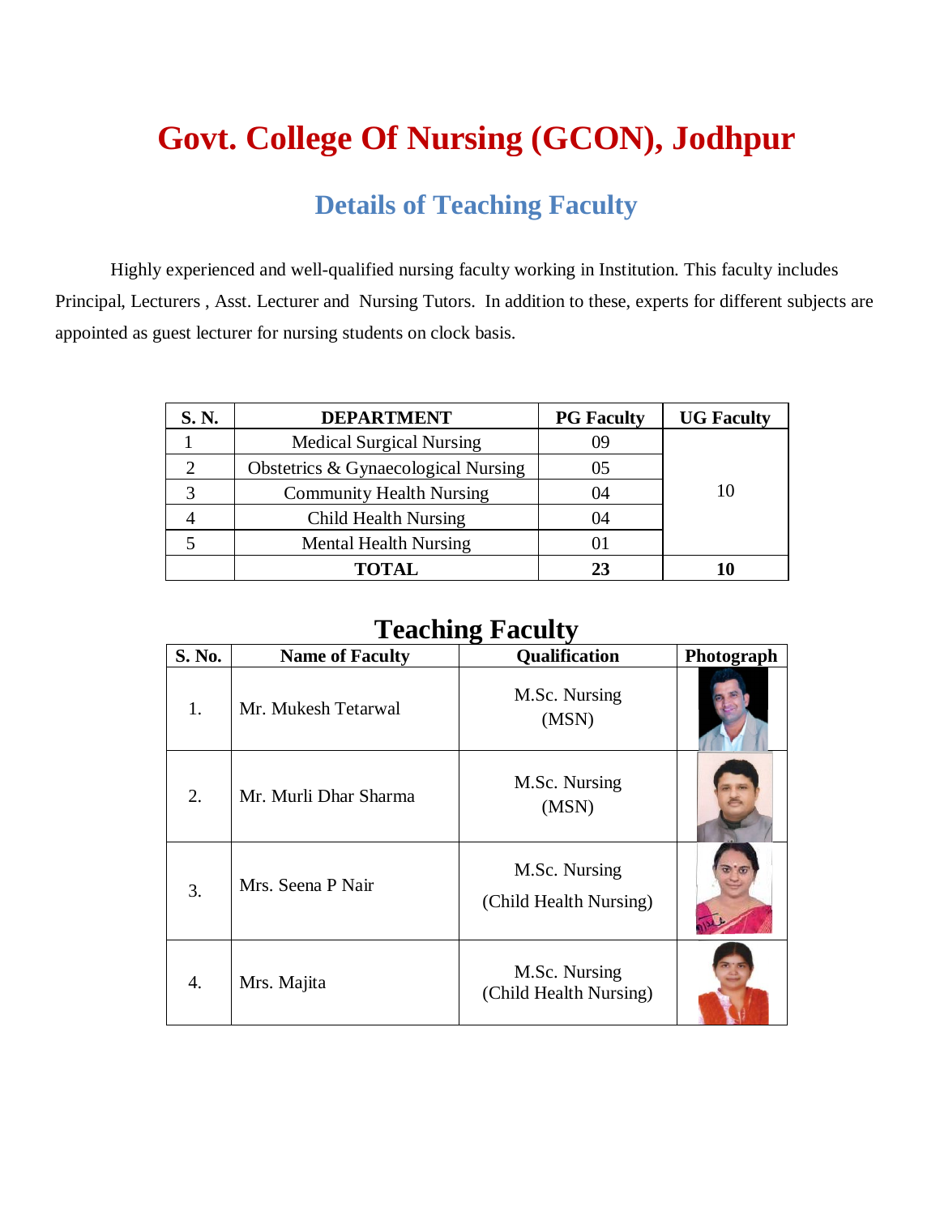# Govt. College Of Nursing (GCON), Jodhpur

## Details of Teaching Faculty

Highly experienced and well-qualified nursing faculty working in Institution. This faculty includes Principal, Lecturers , Asst. Lecturer and Nursing Tutors. In addition to these, experts for different subjects are appointed as guest lecturer for nursing students on clock basis.

| S. N. | DEPARTMENT | PG Faculty | UG Faculty |
|---|---|---|---|
| 1 | Medical Surgical Nursing | 09 | 10 |
| 2 | Obstetrics & Gynaecological Nursing | 05 | |
| 3 | Community Health Nursing | 04 | |
| 4 | Child Health Nursing | 04 | |
| 5 | Mental Health Nursing | 01 | |
| | **TOTAL** | **23** | **10** |

## Teaching Faculty

| S. No. | Name of Faculty | Qualification | Photograph |
|---|---|---|---|
| 1. | Mr. Mukesh Tetarwal | M.Sc. Nursing (MSN) | |
| 2. | Mr. Murli Dhar Sharma | M.Sc. Nursing (MSN) | |
| 3. | Mrs. Seena P Nair | M.Sc. Nursing (Child Health Nursing) | |
| 4. | Mrs. Majita | M.Sc. Nursing (Child Health Nursing) | |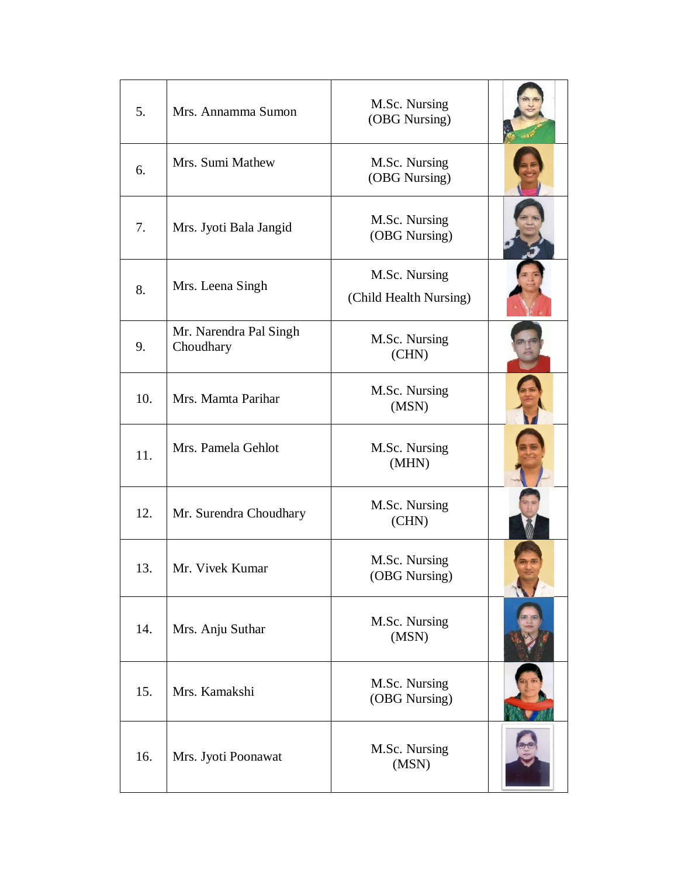| | | | |
|---|---|---|---|
| 5. | Mrs. Annamma Sumon | M.Sc. Nursing (OBG Nursing) | |
| 6. | Mrs. Sumi Mathew | M.Sc. Nursing (OBG Nursing) | |
| 7. | Mrs. Jyoti Bala Jangid | M.Sc. Nursing (OBG Nursing) | |
| 8. | Mrs. Leena Singh | M.Sc. Nursing (Child Health Nursing) | |
| 9. | Mr. Narendra Pal Singh Choudhary | M.Sc. Nursing (CHN) | |
| 10. | Mrs. Mamta Parihar | M.Sc. Nursing (MSN) | |
| 11. | Mrs. Pamela Gehlot | M.Sc. Nursing (MHN) | |
| 12. | Mr. Surendra Choudhary | M.Sc. Nursing (CHN) | |
| 13. | Mr. Vivek Kumar | M.Sc. Nursing (OBG Nursing) | |
| 14. | Mrs. Anju Suthar | M.Sc. Nursing (MSN) | |
| 15. | Mrs. Kamakshi | M.Sc. Nursing (OBG Nursing) | |
| 16. | Mrs. Jyoti Poonawat | M.Sc. Nursing (MSN) | |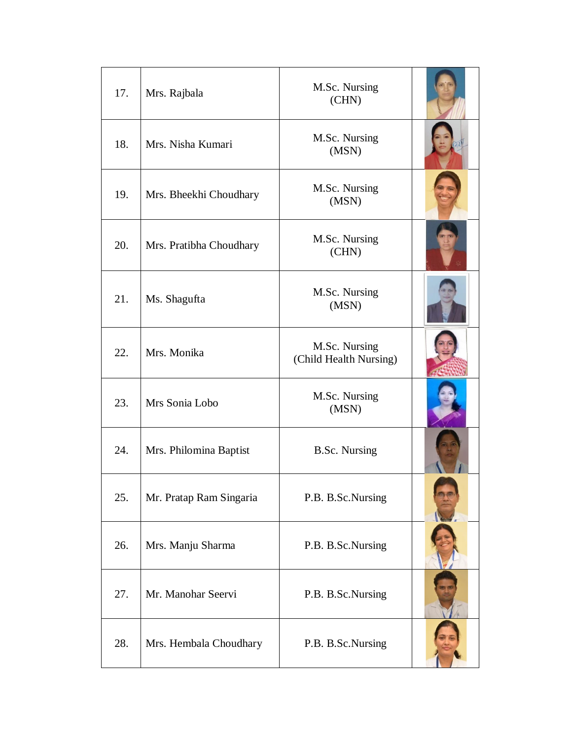| 17. | Mrs. Rajbala | M.Sc. Nursing (CHN) | |
|---|---|---|---|
| 18. | Mrs. Nisha Kumari | M.Sc. Nursing (MSN) | |
| 19. | Mrs. Bheekhi Choudhary | M.Sc. Nursing (MSN) | |
| 20. | Mrs. Pratibha Choudhary | M.Sc. Nursing (CHN) | |
| 21. | Ms. Shagufta | M.Sc. Nursing (MSN) | |
| 22. | Mrs. Monika | M.Sc. Nursing (Child Health Nursing) | |
| 23. | Mrs Sonia Lobo | M.Sc. Nursing (MSN) | |
| 24. | Mrs. Philomina Baptist | B.Sc. Nursing | |
| 25. | Mr. Pratap Ram Singaria | P.B. B.Sc.Nursing | |
| 26. | Mrs. Manju Sharma | P.B. B.Sc.Nursing | |
| 27. | Mr. Manohar Seervi | P.B. B.Sc.Nursing | |
| 28. | Mrs. Hembala Choudhary | P.B. B.Sc.Nursing | |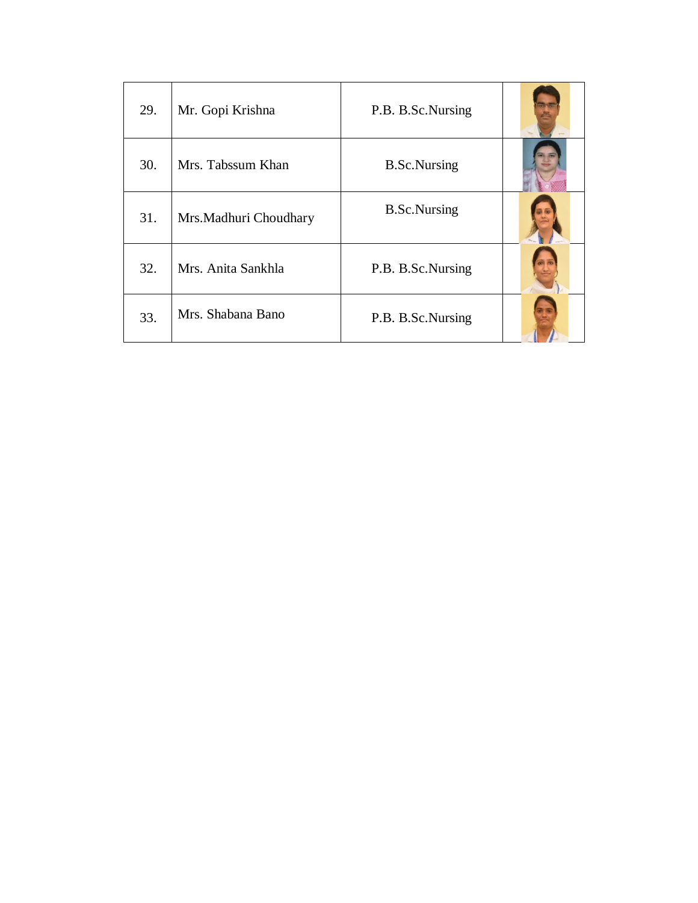| | | | |
|---|---|---|---|
| 29. | Mr. Gopi Krishna | P.B. B.Sc.Nursing | |
| 30. | Mrs. Tabssum Khan | B.Sc.Nursing | |
| 31. | Mrs.Madhuri Choudhary | B.Sc.Nursing | |
| 32. | Mrs. Anita Sankhla | P.B. B.Sc.Nursing | |
| 33. | Mrs. Shabana Bano | P.B. B.Sc.Nursing | |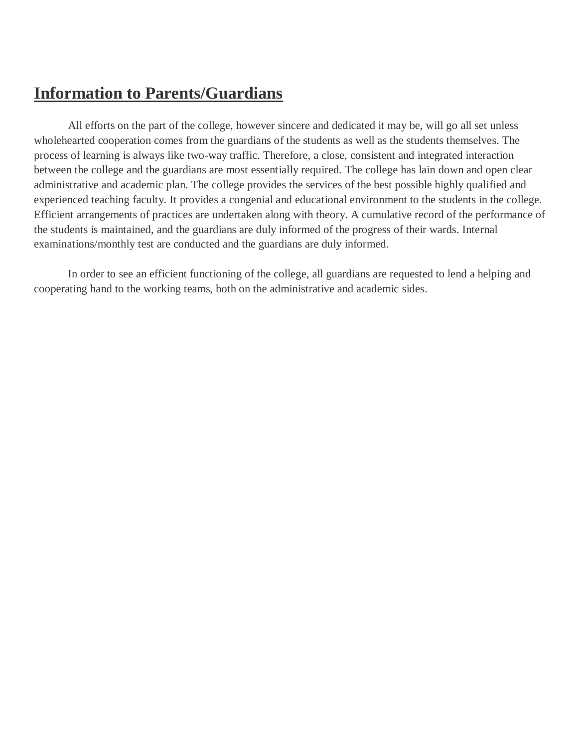## Information to Parents/Guardians

All efforts on the part of the college, however sincere and dedicated it may be, will go all set unless wholehearted cooperation comes from the guardians of the students as well as the students themselves. The process of learning is always like two-way traffic. Therefore, a close, consistent and integrated interaction between the college and the guardians are most essentially required. The college has lain down and open clear administrative and academic plan. The college provides the services of the best possible highly qualified and experienced teaching faculty. It provides a congenial and educational environment to the students in the college. Efficient arrangements of practices are undertaken along with theory. A cumulative record of the performance of the students is maintained, and the guardians are duly informed of the progress of their wards. Internal examinations/monthly test are conducted and the guardians are duly informed.

In order to see an efficient functioning of the college, all guardians are requested to lend a helping and cooperating hand to the working teams, both on the administrative and academic sides.